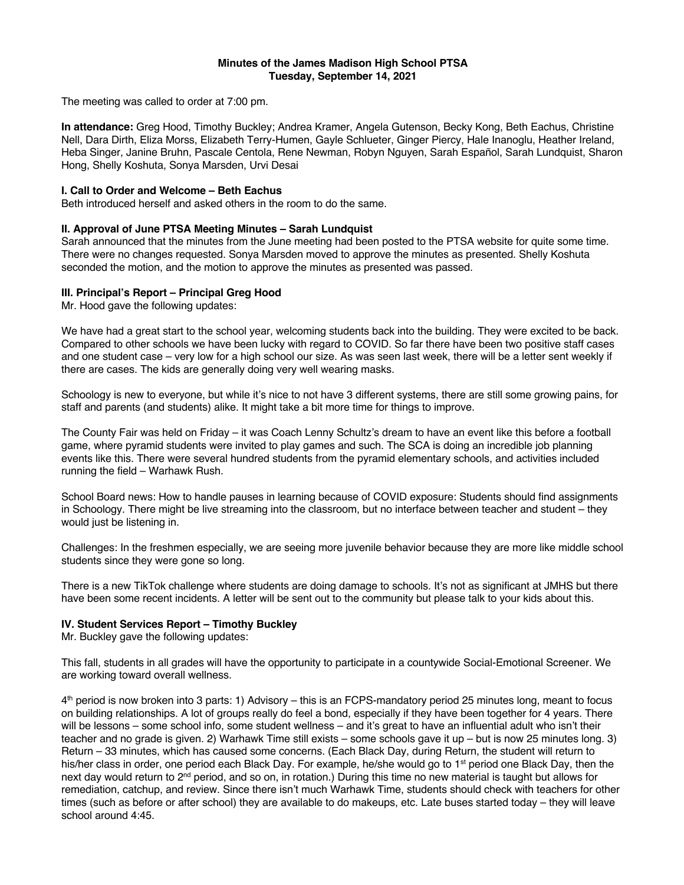**Minutes of the James Madison High School PTSA**
**Tuesday, September 14, 2021**

The meeting was called to order at 7:00 pm.

**In attendance:** Greg Hood, Timothy Buckley; Andrea Kramer, Angela Gutenson, Becky Kong, Beth Eachus, Christine Nell, Dara Dirth, Eliza Morss, Elizabeth Terry-Humen, Gayle Schlueter, Ginger Piercy, Hale Inanoglu, Heather Ireland, Heba Singer, Janine Bruhn, Pascale Centola, Rene Newman, Robyn Nguyen, Sarah Español, Sarah Lundquist, Sharon Hong, Shelly Koshuta, Sonya Marsden, Urvi Desai

### I. Call to Order and Welcome – Beth Eachus

Beth introduced herself and asked others in the room to do the same.

### II. Approval of June PTSA Meeting Minutes – Sarah Lundquist

Sarah announced that the minutes from the June meeting had been posted to the PTSA website for quite some time. There were no changes requested. Sonya Marsden moved to approve the minutes as presented. Shelly Koshuta seconded the motion, and the motion to approve the minutes as presented was passed.

### III. Principal's Report – Principal Greg Hood

Mr. Hood gave the following updates:

We have had a great start to the school year, welcoming students back into the building. They were excited to be back. Compared to other schools we have been lucky with regard to COVID. So far there have been two positive staff cases and one student case – very low for a high school our size. As was seen last week, there will be a letter sent weekly if there are cases. The kids are generally doing very well wearing masks.

Schoology is new to everyone, but while it's nice to not have 3 different systems, there are still some growing pains, for staff and parents (and students) alike. It might take a bit more time for things to improve.

The County Fair was held on Friday – it was Coach Lenny Schultz's dream to have an event like this before a football game, where pyramid students were invited to play games and such. The SCA is doing an incredible job planning events like this. There were several hundred students from the pyramid elementary schools, and activities included running the field – Warhawk Rush.

School Board news: How to handle pauses in learning because of COVID exposure: Students should find assignments in Schoology. There might be live streaming into the classroom, but no interface between teacher and student – they would just be listening in.

Challenges: In the freshmen especially, we are seeing more juvenile behavior because they are more like middle school students since they were gone so long.

There is a new TikTok challenge where students are doing damage to schools. It's not as significant at JMHS but there have been some recent incidents. A letter will be sent out to the community but please talk to your kids about this.

### IV. Student Services Report – Timothy Buckley

Mr. Buckley gave the following updates:

This fall, students in all grades will have the opportunity to participate in a countywide Social-Emotional Screener. We are working toward overall wellness.

4th period is now broken into 3 parts: 1) Advisory – this is an FCPS-mandatory period 25 minutes long, meant to focus on building relationships. A lot of groups really do feel a bond, especially if they have been together for 4 years. There will be lessons – some school info, some student wellness – and it's great to have an influential adult who isn't their teacher and no grade is given. 2) Warhawk Time still exists – some schools gave it up – but is now 25 minutes long. 3) Return – 33 minutes, which has caused some concerns. (Each Black Day, during Return, the student will return to his/her class in order, one period each Black Day. For example, he/she would go to 1st period one Black Day, then the next day would return to 2nd period, and so on, in rotation.) During this time no new material is taught but allows for remediation, catchup, and review. Since there isn't much Warhawk Time, students should check with teachers for other times (such as before or after school) they are available to do makeups, etc. Late buses started today – they will leave school around 4:45.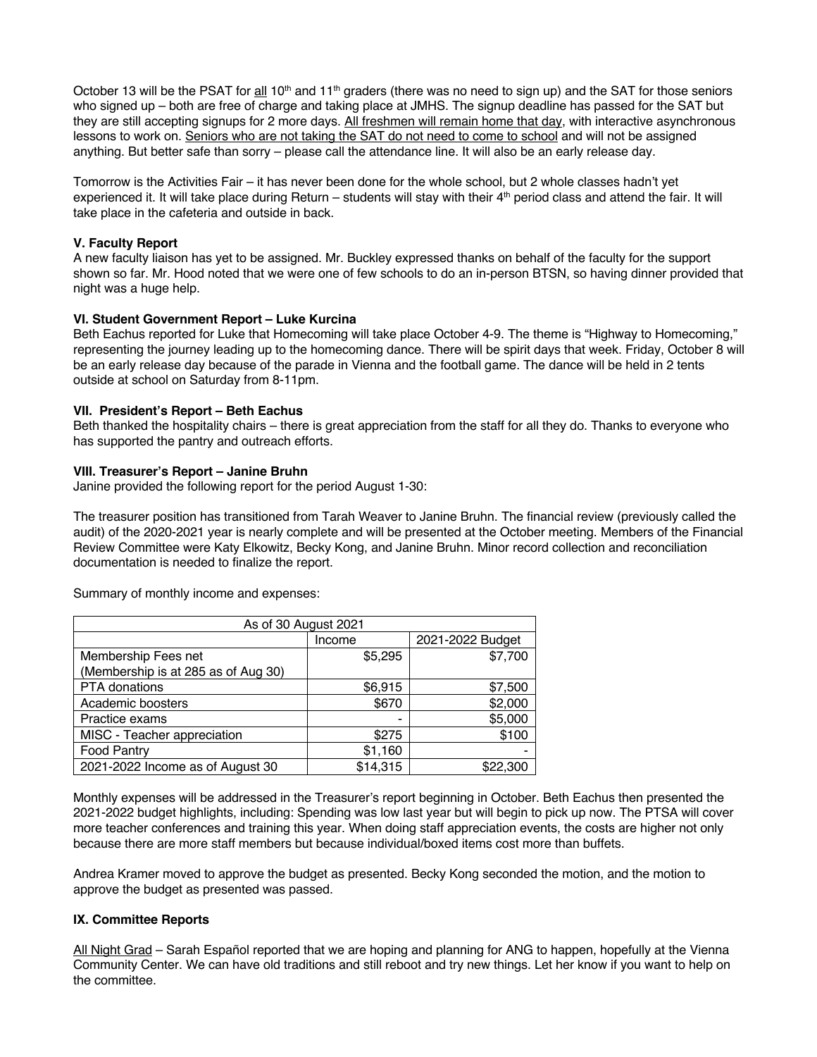October 13 will be the PSAT for all 10th and 11th graders (there was no need to sign up) and the SAT for those seniors who signed up – both are free of charge and taking place at JMHS. The signup deadline has passed for the SAT but they are still accepting signups for 2 more days. All freshmen will remain home that day, with interactive asynchronous lessons to work on. Seniors who are not taking the SAT do not need to come to school and will not be assigned anything. But better safe than sorry – please call the attendance line. It will also be an early release day.

Tomorrow is the Activities Fair – it has never been done for the whole school, but 2 whole classes hadn't yet experienced it. It will take place during Return – students will stay with their 4th period class and attend the fair. It will take place in the cafeteria and outside in back.

**V. Faculty Report**

A new faculty liaison has yet to be assigned. Mr. Buckley expressed thanks on behalf of the faculty for the support shown so far. Mr. Hood noted that we were one of few schools to do an in-person BTSN, so having dinner provided that night was a huge help.

**VI. Student Government Report – Luke Kurcina**

Beth Eachus reported for Luke that Homecoming will take place October 4-9. The theme is "Highway to Homecoming," representing the journey leading up to the homecoming dance. There will be spirit days that week. Friday, October 8 will be an early release day because of the parade in Vienna and the football game. The dance will be held in 2 tents outside at school on Saturday from 8-11pm.

**VII. President's Report – Beth Eachus**

Beth thanked the hospitality chairs – there is great appreciation from the staff for all they do. Thanks to everyone who has supported the pantry and outreach efforts.

**VIII. Treasurer's Report – Janine Bruhn**

Janine provided the following report for the period August 1-30:

The treasurer position has transitioned from Tarah Weaver to Janine Bruhn. The financial review (previously called the audit) of the 2020-2021 year is nearly complete and will be presented at the October meeting. Members of the Financial Review Committee were Katy Elkowitz, Becky Kong, and Janine Bruhn. Minor record collection and reconciliation documentation is needed to finalize the report.

Summary of monthly income and expenses:

| As of 30 August 2021 | | |
|---|---|---|
| | Income | 2021-2022 Budget |
| Membership Fees net (Membership is at 285 as of Aug 30) | $5,295 | $7,700 |
| PTA donations | $6,915 | $7,500 |
| Academic boosters | $670 | $2,000 |
| Practice exams | - | $5,000 |
| MISC - Teacher appreciation | $275 | $100 |
| Food Pantry | $1,160 | - |
| 2021-2022 Income as of August 30 | $14,315 | $22,300 |

Monthly expenses will be addressed in the Treasurer's report beginning in October. Beth Eachus then presented the 2021-2022 budget highlights, including: Spending was low last year but will begin to pick up now. The PTSA will cover more teacher conferences and training this year. When doing staff appreciation events, the costs are higher not only because there are more staff members but because individual/boxed items cost more than buffets.

Andrea Kramer moved to approve the budget as presented. Becky Kong seconded the motion, and the motion to approve the budget as presented was passed.

**IX. Committee Reports**

All Night Grad – Sarah Español reported that we are hoping and planning for ANG to happen, hopefully at the Vienna Community Center. We can have old traditions and still reboot and try new things. Let her know if you want to help on the committee.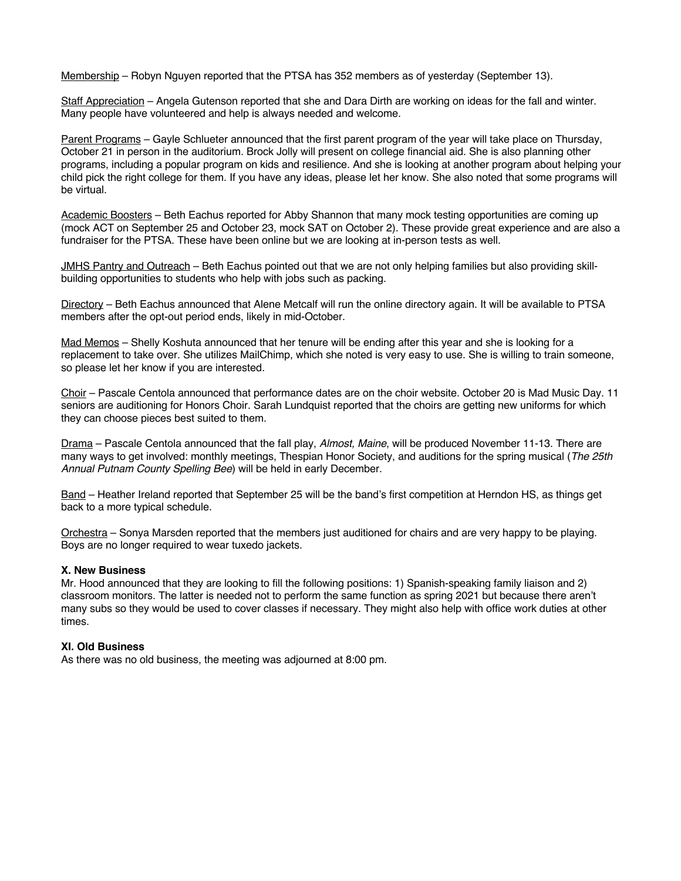Membership – Robyn Nguyen reported that the PTSA has 352 members as of yesterday (September 13).

Staff Appreciation – Angela Gutenson reported that she and Dara Dirth are working on ideas for the fall and winter. Many people have volunteered and help is always needed and welcome.

Parent Programs – Gayle Schlueter announced that the first parent program of the year will take place on Thursday, October 21 in person in the auditorium. Brock Jolly will present on college financial aid. She is also planning other programs, including a popular program on kids and resilience. And she is looking at another program about helping your child pick the right college for them. If you have any ideas, please let her know. She also noted that some programs will be virtual.

Academic Boosters – Beth Eachus reported for Abby Shannon that many mock testing opportunities are coming up (mock ACT on September 25 and October 23, mock SAT on October 2). These provide great experience and are also a fundraiser for the PTSA. These have been online but we are looking at in-person tests as well.

JMHS Pantry and Outreach – Beth Eachus pointed out that we are not only helping families but also providing skill-building opportunities to students who help with jobs such as packing.

Directory – Beth Eachus announced that Alene Metcalf will run the online directory again. It will be available to PTSA members after the opt-out period ends, likely in mid-October.

Mad Memos – Shelly Koshuta announced that her tenure will be ending after this year and she is looking for a replacement to take over. She utilizes MailChimp, which she noted is very easy to use. She is willing to train someone, so please let her know if you are interested.

Choir – Pascale Centola announced that performance dates are on the choir website. October 20 is Mad Music Day. 11 seniors are auditioning for Honors Choir. Sarah Lundquist reported that the choirs are getting new uniforms for which they can choose pieces best suited to them.

Drama – Pascale Centola announced that the fall play, *Almost, Maine*, will be produced November 11-13. There are many ways to get involved: monthly meetings, Thespian Honor Society, and auditions for the spring musical (*The 25th Annual Putnam County Spelling Bee*) will be held in early December.

Band – Heather Ireland reported that September 25 will be the band's first competition at Herndon HS, as things get back to a more typical schedule.

Orchestra – Sonya Marsden reported that the members just auditioned for chairs and are very happy to be playing. Boys are no longer required to wear tuxedo jackets.

**X. New Business**

Mr. Hood announced that they are looking to fill the following positions: 1) Spanish-speaking family liaison and 2) classroom monitors. The latter is needed not to perform the same function as spring 2021 but because there aren't many subs so they would be used to cover classes if necessary. They might also help with office work duties at other times.

**XI. Old Business**

As there was no old business, the meeting was adjourned at 8:00 pm.